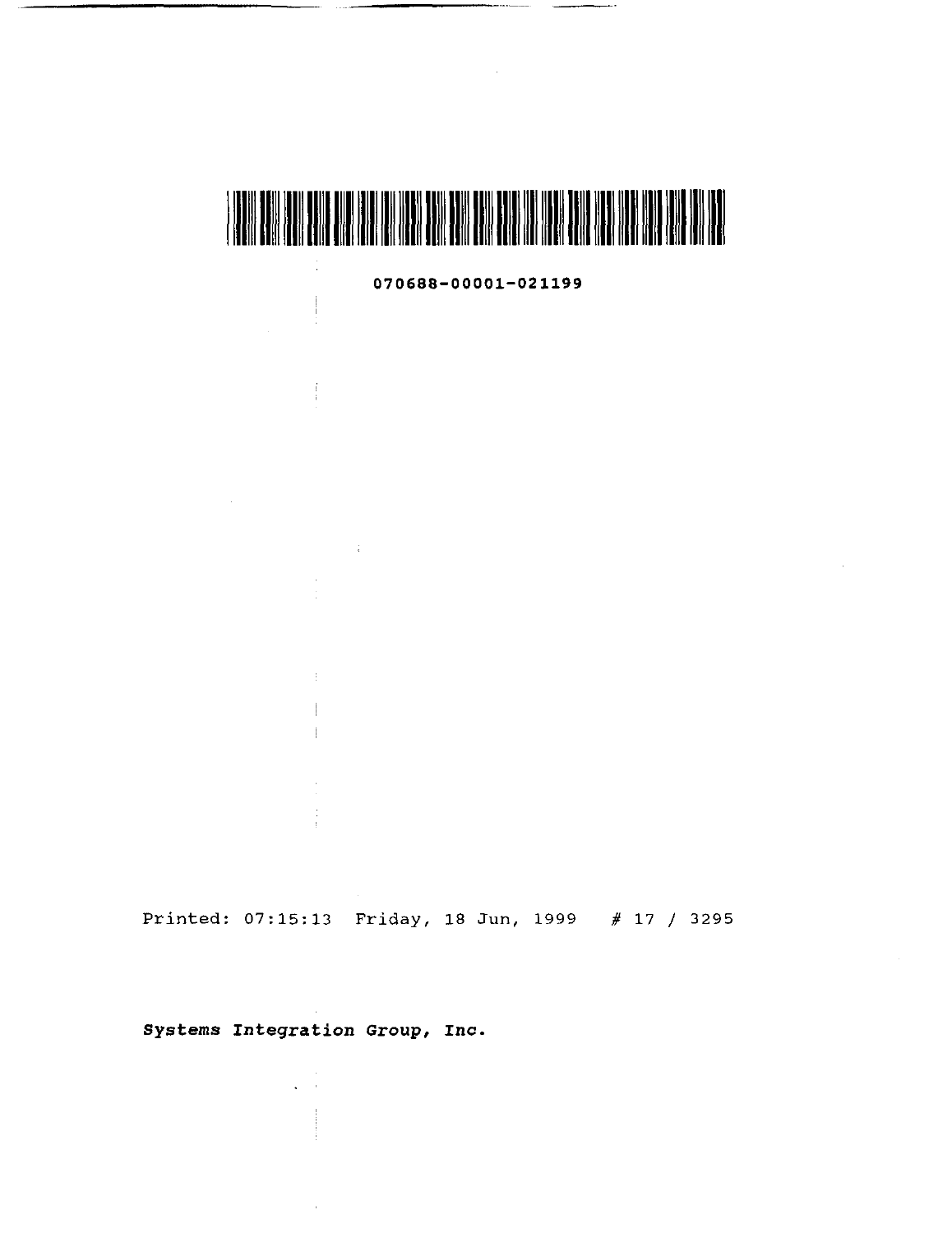070688-00001-021199

Printed: 07:15:13 Friday, 18 Jun, 1999 # 17 / 3295

***Systems Integration Group, Inc.***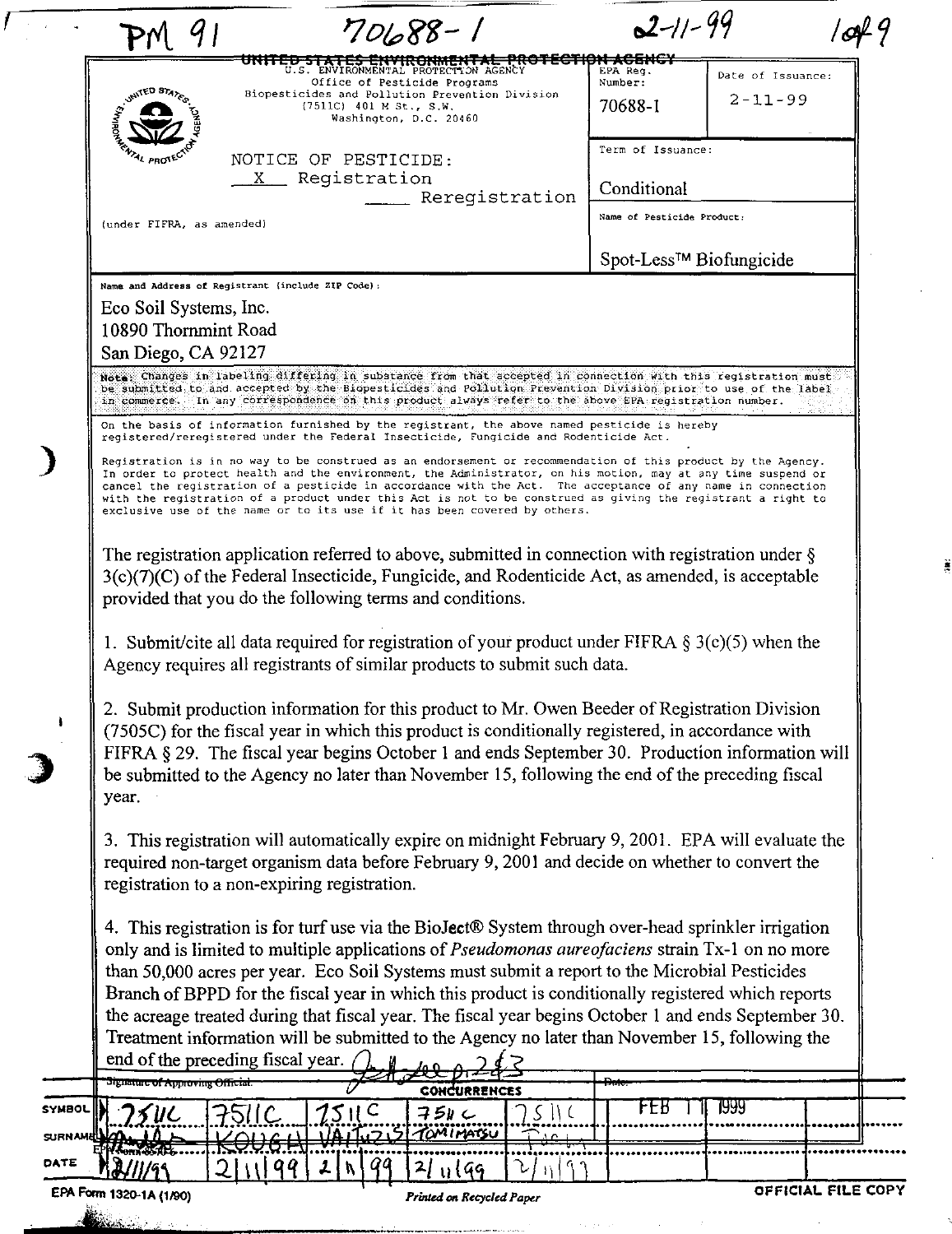PM 91 70688-1 2-11-99 1 of 9

| UNITED STATES ENVIRONMENTAL PROTECTION AGENCY<br>U.S. ENVIRONMENTAL PROTECTION AGENCY<br>Office of Pesticide Programs<br>Biopesticides and Pollution Prevention Division<br>(7511C) 401 M St., S.W.<br>Washington, D.C. 20460 | EPA Reg. Number:<br>70688-I | Date of Issuance:<br>2-11-99 |
|---|---|---|
| NOTICE OF PESTICIDE:<br>X Registration<br>\_\_\_ Reregistration<br>(under FIFRA, as amended) | Term of Issuance:<br>Conditional | |
| | Name of Pesticide Product:<br>Spot-Less™ Biofungicide | |

Name and Address of Registrant (include ZIP Code):

Eco Soil Systems, Inc.
10890 Thornmint Road
San Diego, CA 92127

Note: Changes in labeling differing in substance from that accepted in connection with this registration must be submitted to and accepted by the Biopesticides and Pollution Prevention Division prior to use of the label in commerce. In any correspondence on this product always refer to the above EPA registration number.

On the basis of information furnished by the registrant, the above named pesticide is hereby registered/reregistered under the Federal Insecticide, Fungicide and Rodenticide Act.

Registration is in no way to be construed as an endorsement or recommendation of this product by the Agency. In order to protect health and the environment, the Administrator, on his motion, may at any time suspend or cancel the registration of a pesticide in accordance with the Act. The acceptance of any name in connection with the registration of a product under this Act is not to be construed as giving the registrant a right to exclusive use of the name or to its use if it has been covered by others.

The registration application referred to above, submitted in connection with registration under § 3(c)(7)(C) of the Federal Insecticide, Fungicide, and Rodenticide Act, as amended, is acceptable provided that you do the following terms and conditions.

1. Submit/cite all data required for registration of your product under FIFRA § 3(c)(5) when the Agency requires all registrants of similar products to submit such data.

2. Submit production information for this product to Mr. Owen Beeder of Registration Division (7505C) for the fiscal year in which this product is conditionally registered, in accordance with FIFRA § 29. The fiscal year begins October 1 and ends September 30. Production information will be submitted to the Agency no later than November 15, following the end of the preceding fiscal year.

3. This registration will automatically expire on midnight February 9, 2001. EPA will evaluate the required non-target organism data before February 9, 2001 and decide on whether to convert the registration to a non-expiring registration.

4. This registration is for turf use via the BioJect® System through over-head sprinkler irrigation only and is limited to multiple applications of *Pseudomonas aureofaciens* strain Tx-1 on no more than 50,000 acres per year. Eco Soil Systems must submit a report to the Microbial Pesticides Branch of BPPD for the fiscal year in which this product is conditionally registered which reports the acreage treated during that fiscal year. The fiscal year begins October 1 and ends September 30. Treatment information will be submitted to the Agency no later than November 15, following the end of the preceding fiscal year.

Signature of Approving Official: [signature] Date: FEB 11 1999

| CONCURRENCES | | | | | | |
|---|---|---|---|---|---|---|
| SYMBOL | 7511C | 7511C | 7511C | 7511C | 7511C | |
| SURNAME | | KOUGH | VAITUZIS | TOMIMATSU | | |
| DATE | 2/11/99 | 2/11/99 | 2/11/99 | 2/11/99 | 2/11/99 | |

EPA Form 1320-1A (1/90) — Printed on Recycled Paper — OFFICIAL FILE COPY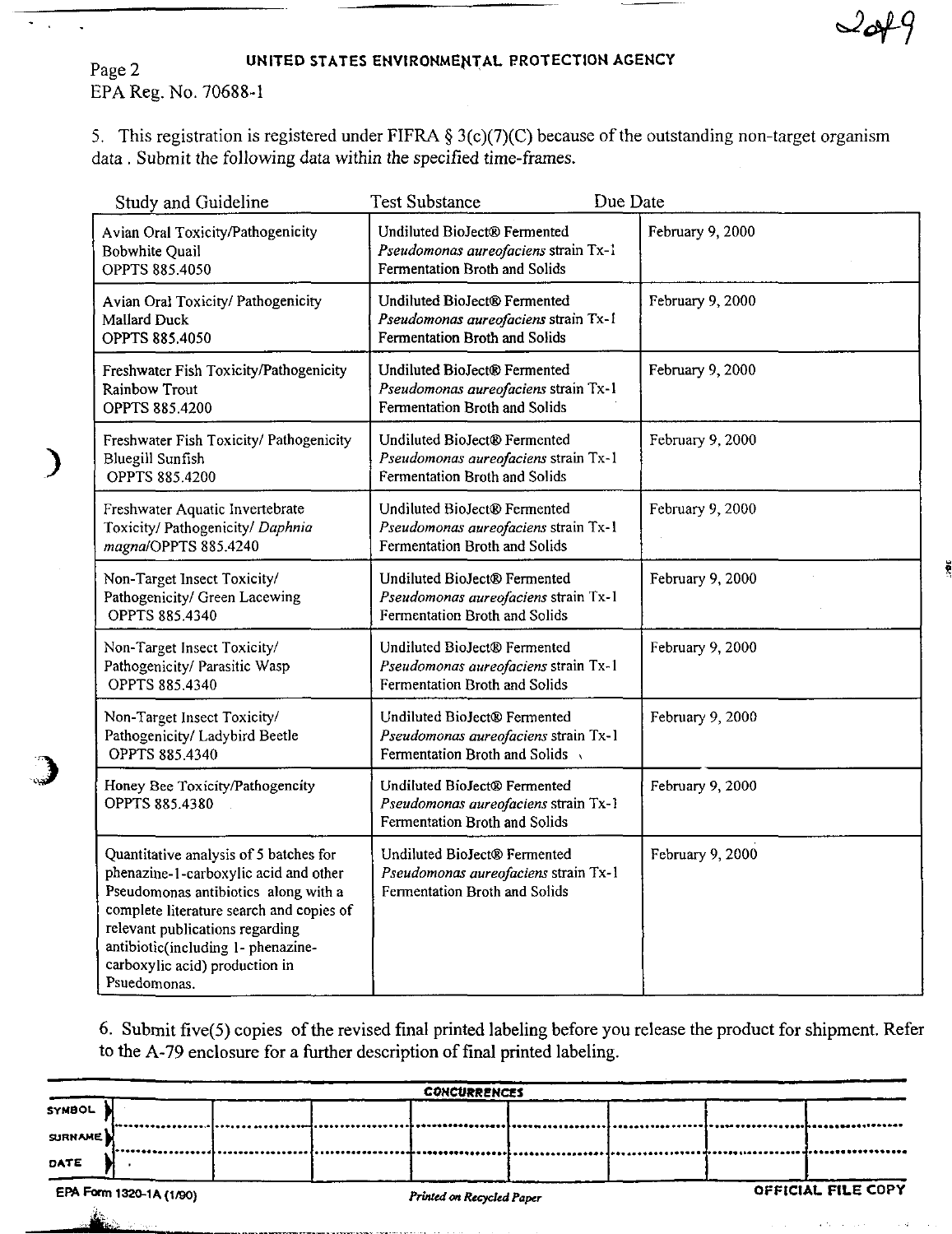UNITED STATES ENVIRONMENTAL PROTECTION AGENCY

Page 2
EPA Reg. No. 70688-1

5. This registration is registered under FIFRA § 3(c)(7)(C) because of the outstanding non-target organism data . Submit the following data within the specified time-frames.

| Study and Guideline | Test Substance | Due Date |
|---|---|---|
| Avian Oral Toxicity/Pathogenicity Bobwhite Quail OPPTS 885.4050 | Undiluted BioJect® Fermented *Pseudomonas aureofaciens* strain Tx-1 Fermentation Broth and Solids | February 9, 2000 |
| Avian Oral Toxicity/ Pathogenicity Mallard Duck OPPTS 885.4050 | Undiluted BioJect® Fermented *Pseudomonas aureofaciens* strain Tx-1 Fermentation Broth and Solids | February 9, 2000 |
| Freshwater Fish Toxicity/Pathogenicity Rainbow Trout OPPTS 885.4200 | Undiluted BioJect® Fermented *Pseudomonas aureofaciens* strain Tx-1 Fermentation Broth and Solids | February 9, 2000 |
| Freshwater Fish Toxicity/ Pathogenicity Bluegill Sunfish OPPTS 885.4200 | Undiluted BioJect® Fermented *Pseudomonas aureofaciens* strain Tx-1 Fermentation Broth and Solids | February 9, 2000 |
| Freshwater Aquatic Invertebrate Toxicity/ Pathogenicity/ *Daphnia magna*/OPPTS 885.4240 | Undiluted BioJect® Fermented *Pseudomonas aureofaciens* strain Tx-1 Fermentation Broth and Solids | February 9, 2000 |
| Non-Target Insect Toxicity/ Pathogenicity/ Green Lacewing OPPTS 885.4340 | Undiluted BioJect® Fermented *Pseudomonas aureofaciens* strain Tx-1 Fermentation Broth and Solids | February 9, 2000 |
| Non-Target Insect Toxicity/ Pathogenicity/ Parasitic Wasp OPPTS 885.4340 | Undiluted BioJect® Fermented *Pseudomonas aureofaciens* strain Tx-1 Fermentation Broth and Solids | February 9, 2000 |
| Non-Target Insect Toxicity/ Pathogenicity/ Ladybird Beetle OPPTS 885.4340 | Undiluted BioJect® Fermented *Pseudomonas aureofaciens* strain Tx-1 Fermentation Broth and Solids | February 9, 2000 |
| Honey Bee Toxicity/Pathogencity OPPTS 885.4380 | Undiluted BioJect® Fermented *Pseudomonas aureofaciens* strain Tx-1 Fermentation Broth and Solids | February 9, 2000 |
| Quantitative analysis of 5 batches for phenazine-1-carboxylic acid and other Pseudomonas antibiotics along with a complete literature search and copies of relevant publications regarding antibiotic(including 1- phenazine-carboxylic acid) production in Psuedomonas. | Undiluted BioJect® Fermented *Pseudomonas aureofaciens* strain Tx-1 Fermentation Broth and Solids | February 9, 2000 |

6. Submit five(5) copies of the revised final printed labeling before you release the product for shipment. Refer to the A-79 enclosure for a further description of final printed labeling.

| CONCURRENCES | | | | | | | | |
|---|---|---|---|---|---|---|---|---|
| SYMBOL | | | | | | | | |
| SURNAME | | | | | | | | |
| DATE | | | | | | | | |

EPA Form 1320-1A (1/90) — *Printed on Recycled Paper* — OFFICIAL FILE COPY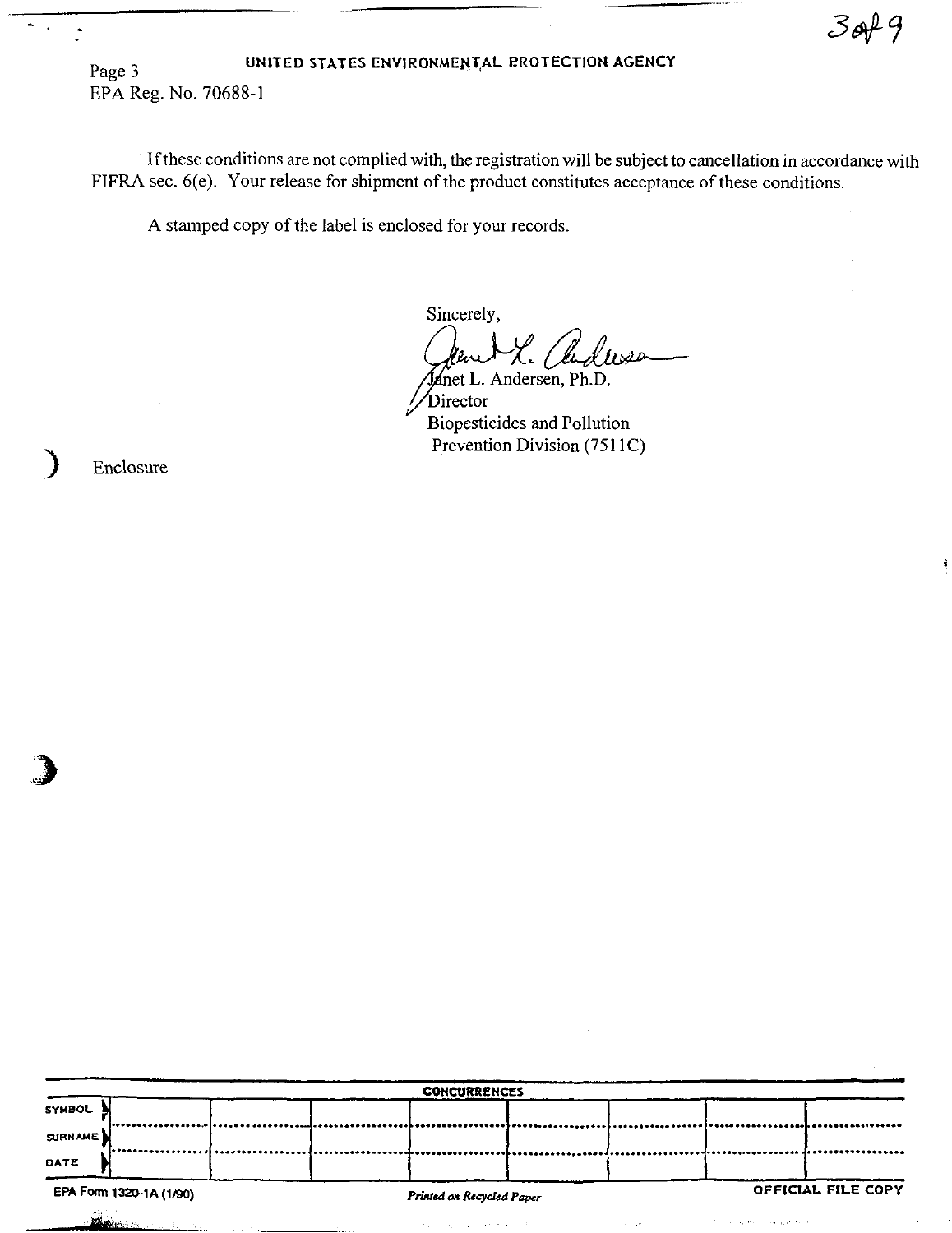Page 3

UNITED STATES ENVIRONMENTAL PROTECTION AGENCY

EPA Reg. No. 70688-1

If these conditions are not complied with, the registration will be subject to cancellation in accordance with FIFRA sec. 6(e). Your release for shipment of the product constitutes acceptance of these conditions.

A stamped copy of the label is enclosed for your records.

Sincerely,

Janet L. Andersen, Ph.D.
Director
Biopesticides and Pollution
Prevention Division (7511C)

Enclosure

| CONCURRENCES | | | | | | | | |
|---|---|---|---|---|---|---|---|---|
| SYMBOL | | | | | | | | |
| SURNAME | | | | | | | | |
| DATE | | | | | | | | |

EPA Form 1320-1A (1/90) *Printed on Recycled Paper* OFFICIAL FILE COPY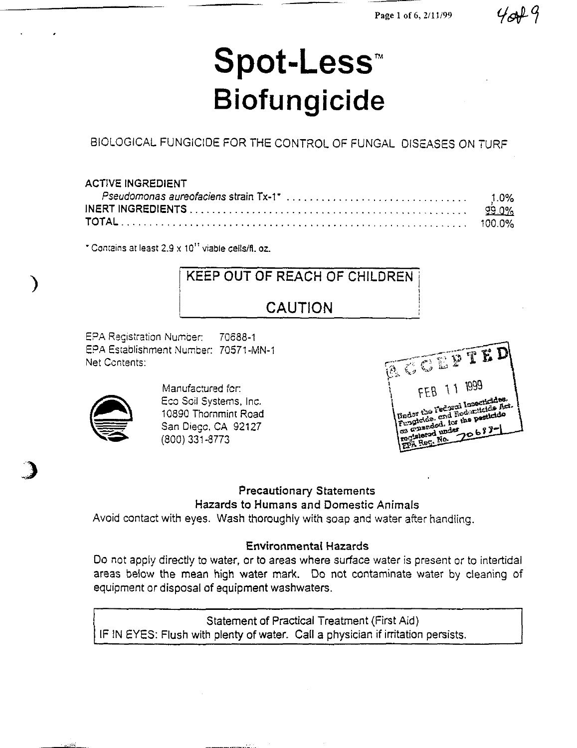# Spot-Less™ Biofungicide

BIOLOGICAL FUNGICIDE FOR THE CONTROL OF FUNGAL DISEASES ON TURF

| ACTIVE INGREDIENT | |
|---|---|
| *Pseudomonas aureofaciens* strain Tx-1* | 1.0% |
| INERT INGREDIENTS | 99.0% |
| TOTAL | 100.0% |

* Contains at least $2.9 \times 10^{11}$ viable cells/fl. oz.

KEEP OUT OF REACH OF CHILDREN

CAUTION

EPA Registration Number: 70688-1
EPA Establishment Number: 70571-MN-1
Net Contents:

Manufactured for:
Eco Soil Systems, Inc.
10890 Thornmint Road
San Diego, CA 92127
(800) 331-8773

ACCEPTED
FEB 11 1999
Under the Federal Insecticide, Fungicide, and Rodenticide Act, as amended, for the pesticide registered under EPA Reg. No. 70688-1

### Precautionary Statements

### Hazards to Humans and Domestic Animals

Avoid contact with eyes. Wash thoroughly with soap and water after handling.

### Environmental Hazards

Do not apply directly to water, or to areas where surface water is present or to intertidal areas below the mean high water mark. Do not contaminate water by cleaning of equipment or disposal of equipment washwaters.

Statement of Practical Treatment (First Aid)
IF IN EYES: Flush with plenty of water. Call a physician if irritation persists.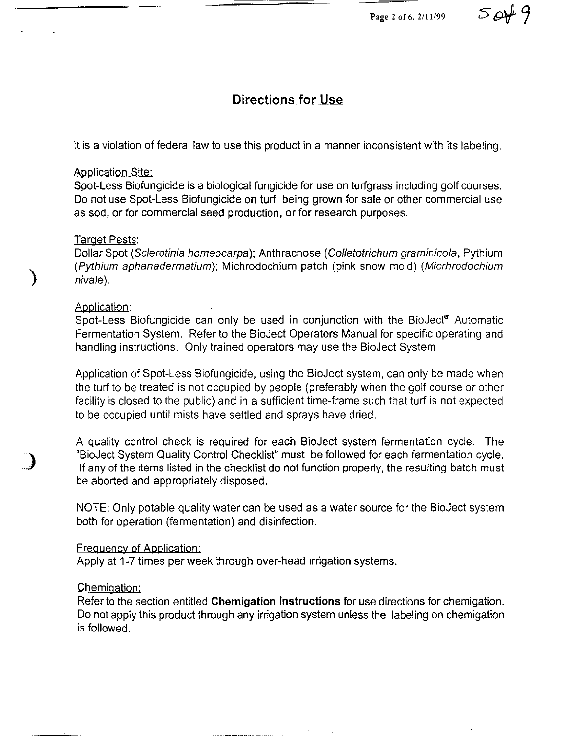## Directions for Use

It is a violation of federal law to use this product in a manner inconsistent with its labeling.

Application Site:
Spot-Less Biofungicide is a biological fungicide for use on turfgrass including golf courses. Do not use Spot-Less Biofungicide on turf being grown for sale or other commercial use as sod, or for commercial seed production, or for research purposes.

Target Pests:
Dollar Spot (*Sclerotinia homeocarpa*); Anthracnose (*Colletotrichum graminicola*, Pythium (*Pythium aphanadermatium*); Michrodochium patch (pink snow mold) (*Micrhrodochium nivale*).

Application:
Spot-Less Biofungicide can only be used in conjunction with the BioJect® Automatic Fermentation System. Refer to the BioJect Operators Manual for specific operating and handling instructions. Only trained operators may use the BioJect System.

Application of Spot-Less Biofungicide, using the BioJect system, can only be made when the turf to be treated is not occupied by people (preferably when the golf course or other facility is closed to the public) and in a sufficient time-frame such that turf is not expected to be occupied until mists have settled and sprays have dried.

A quality control check is required for each BioJect system fermentation cycle. The "BioJect System Quality Control Checklist" must be followed for each fermentation cycle. If any of the items listed in the checklist do not function properly, the resulting batch must be aborted and appropriately disposed.

NOTE: Only potable quality water can be used as a water source for the BioJect system both for operation (fermentation) and disinfection.

Frequency of Application:
Apply at 1-7 times per week through over-head irrigation systems.

Chemigation:
Refer to the section entitled **Chemigation Instructions** for use directions for chemigation. Do not apply this product through any irrigation system unless the labeling on chemigation is followed.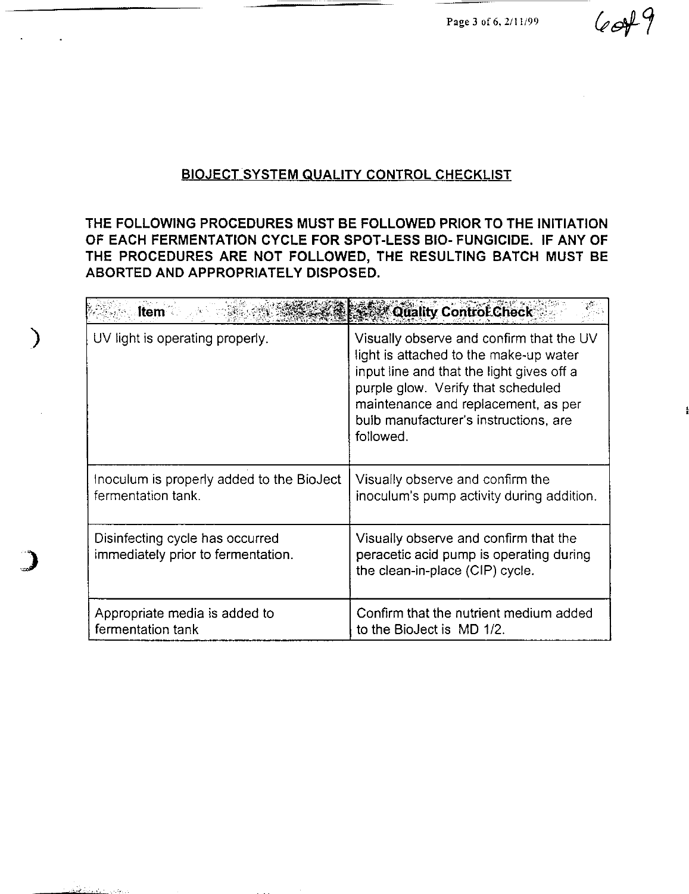## BIOJECT SYSTEM QUALITY CONTROL CHECKLIST

**THE FOLLOWING PROCEDURES MUST BE FOLLOWED PRIOR TO THE INITIATION OF EACH FERMENTATION CYCLE FOR SPOT-LESS BIO- FUNGICIDE. IF ANY OF THE PROCEDURES ARE NOT FOLLOWED, THE RESULTING BATCH MUST BE ABORTED AND APPROPRIATELY DISPOSED.**

| Item | Quality Control Check |
|---|---|
| UV light is operating properly. | Visually observe and confirm that the UV light is attached to the make-up water input line and that the light gives off a purple glow. Verify that scheduled maintenance and replacement, as per bulb manufacturer's instructions, are followed. |
| Inoculum is properly added to the BioJect fermentation tank. | Visually observe and confirm the inoculum's pump activity during addition. |
| Disinfecting cycle has occurred immediately prior to fermentation. | Visually observe and confirm that the peracetic acid pump is operating during the clean-in-place (CIP) cycle. |
| Appropriate media is added to fermentation tank | Confirm that the nutrient medium added to the BioJect is MD 1/2. |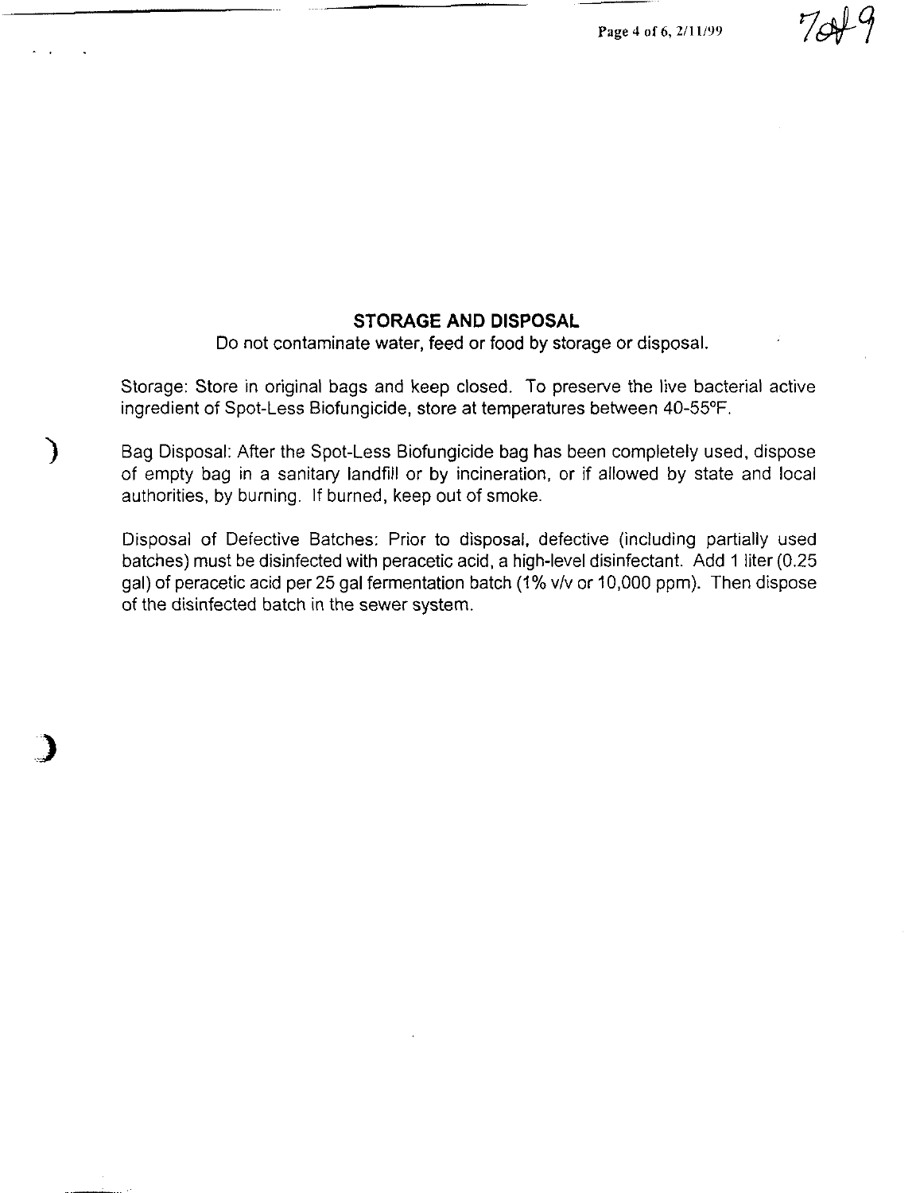## STORAGE AND DISPOSAL

Do not contaminate water, feed or food by storage or disposal.

Storage: Store in original bags and keep closed. To preserve the live bacterial active ingredient of Spot-Less Biofungicide, store at temperatures between 40-55°F.

Bag Disposal: After the Spot-Less Biofungicide bag has been completely used, dispose of empty bag in a sanitary landfill or by incineration, or if allowed by state and local authorities, by burning. If burned, keep out of smoke.

Disposal of Defective Batches: Prior to disposal, defective (including partially used batches) must be disinfected with peracetic acid, a high-level disinfectant. Add 1 liter (0.25 gal) of peracetic acid per 25 gal fermentation batch (1% v/v or 10,000 ppm). Then dispose of the disinfected batch in the sewer system.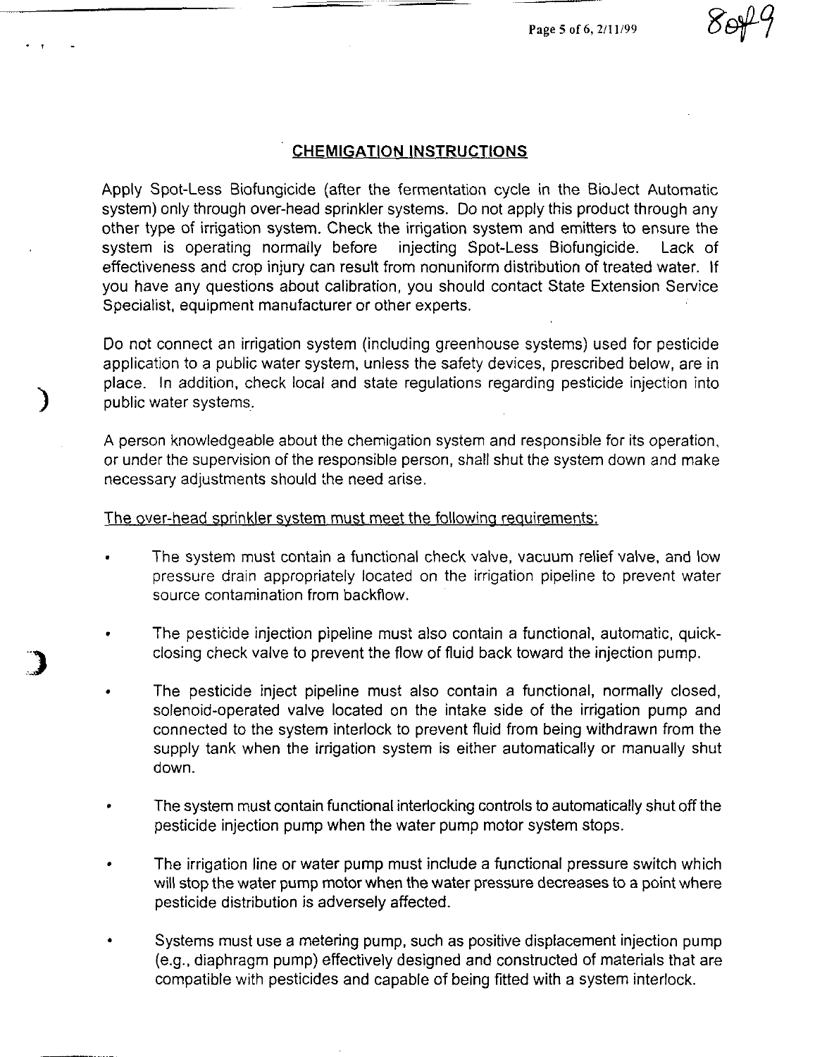## CHEMIGATION INSTRUCTIONS

Apply Spot-Less Biofungicide (after the fermentation cycle in the BioJect Automatic system) only through over-head sprinkler systems. Do not apply this product through any other type of irrigation system. Check the irrigation system and emitters to ensure the system is operating normally before injecting Spot-Less Biofungicide. Lack of effectiveness and crop injury can result from nonuniform distribution of treated water. If you have any questions about calibration, you should contact State Extension Service Specialist, equipment manufacturer or other experts.

Do not connect an irrigation system (including greenhouse systems) used for pesticide application to a public water system, unless the safety devices, prescribed below, are in place. In addition, check local and state regulations regarding pesticide injection into public water systems.

A person knowledgeable about the chemigation system and responsible for its operation, or under the supervision of the responsible person, shall shut the system down and make necessary adjustments should the need arise.

The over-head sprinkler system must meet the following requirements:

- The system must contain a functional check valve, vacuum relief valve, and low pressure drain appropriately located on the irrigation pipeline to prevent water source contamination from backflow.
- The pesticide injection pipeline must also contain a functional, automatic, quick-closing check valve to prevent the flow of fluid back toward the injection pump.
- The pesticide inject pipeline must also contain a functional, normally closed, solenoid-operated valve located on the intake side of the irrigation pump and connected to the system interlock to prevent fluid from being withdrawn from the supply tank when the irrigation system is either automatically or manually shut down.
- The system must contain functional interlocking controls to automatically shut off the pesticide injection pump when the water pump motor system stops.
- The irrigation line or water pump must include a functional pressure switch which will stop the water pump motor when the water pressure decreases to a point where pesticide distribution is adversely affected.
- Systems must use a metering pump, such as positive displacement injection pump (e.g., diaphragm pump) effectively designed and constructed of materials that are compatible with pesticides and capable of being fitted with a system interlock.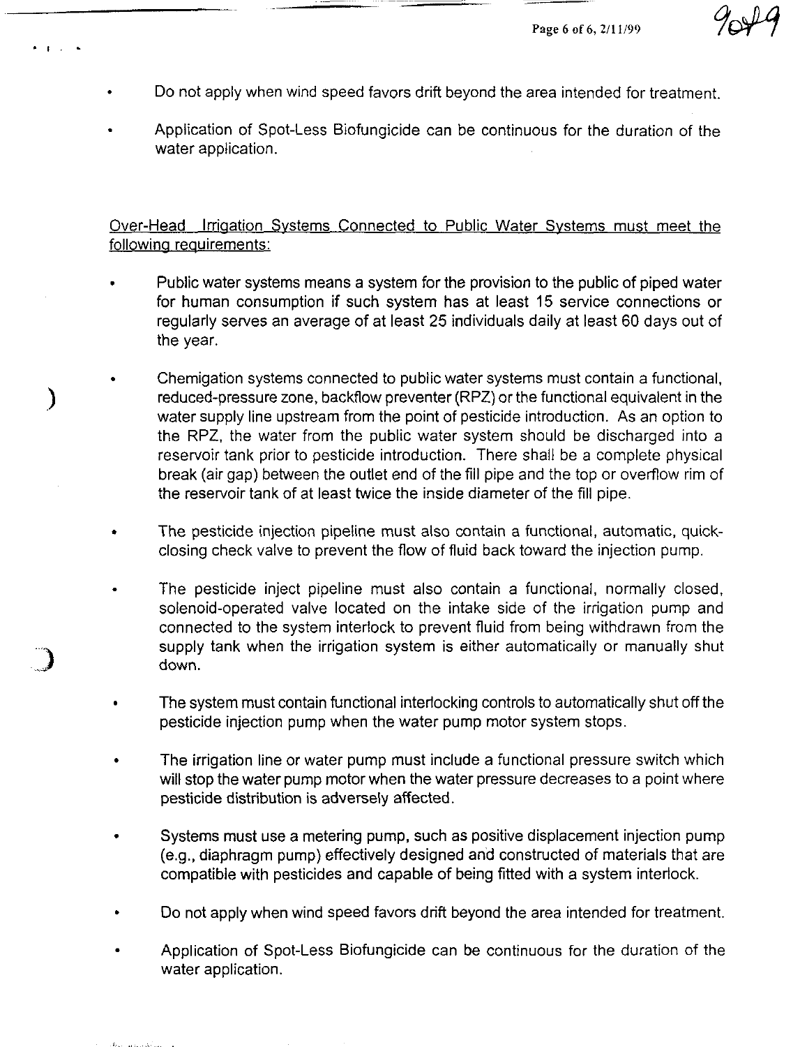- Do not apply when wind speed favors drift beyond the area intended for treatment.
- Application of Spot-Less Biofungicide can be continuous for the duration of the water application.

Over-Head Irrigation Systems Connected to Public Water Systems must meet the following requirements:

- Public water systems means a system for the provision to the public of piped water for human consumption if such system has at least 15 service connections or regularly serves an average of at least 25 individuals daily at least 60 days out of the year.
- Chemigation systems connected to public water systems must contain a functional, reduced-pressure zone, backflow preventer (RPZ) or the functional equivalent in the water supply line upstream from the point of pesticide introduction. As an option to the RPZ, the water from the public water system should be discharged into a reservoir tank prior to pesticide introduction. There shall be a complete physical break (air gap) between the outlet end of the fill pipe and the top or overflow rim of the reservoir tank of at least twice the inside diameter of the fill pipe.
- The pesticide injection pipeline must also contain a functional, automatic, quick-closing check valve to prevent the flow of fluid back toward the injection pump.
- The pesticide inject pipeline must also contain a functional, normally closed, solenoid-operated valve located on the intake side of the irrigation pump and connected to the system interlock to prevent fluid from being withdrawn from the supply tank when the irrigation system is either automatically or manually shut down.
- The system must contain functional interlocking controls to automatically shut off the pesticide injection pump when the water pump motor system stops.
- The irrigation line or water pump must include a functional pressure switch which will stop the water pump motor when the water pressure decreases to a point where pesticide distribution is adversely affected.
- Systems must use a metering pump, such as positive displacement injection pump (e.g., diaphragm pump) effectively designed and constructed of materials that are compatible with pesticides and capable of being fitted with a system interlock.
- Do not apply when wind speed favors drift beyond the area intended for treatment.
- Application of Spot-Less Biofungicide can be continuous for the duration of the water application.